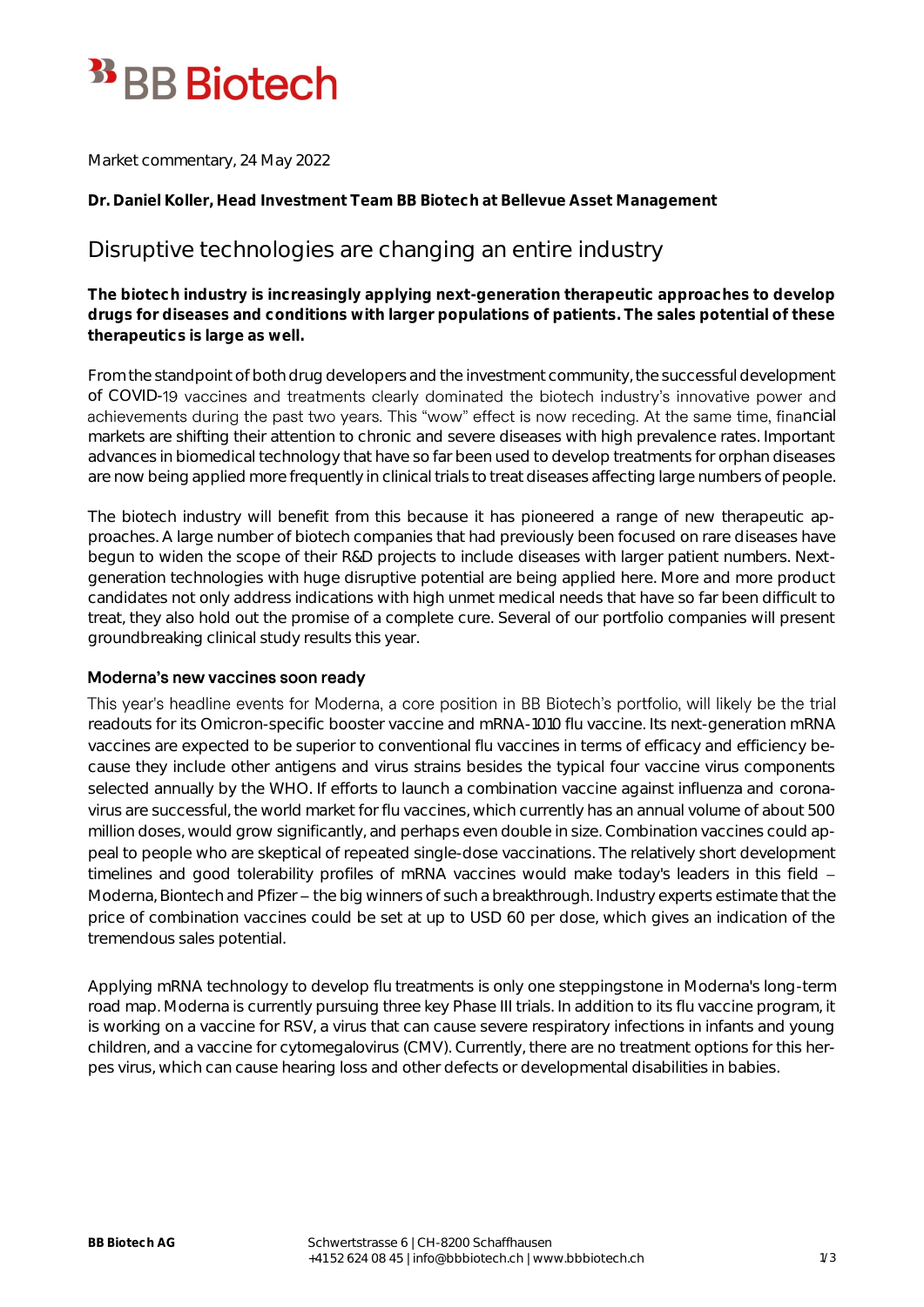# BB Biotech

Market commentary, 24 May 2022

**Dr. Daniel Koller, Head Investment Team BB Biotech at Bellevue Asset Management**

## Disruptive technologies are changing an entire industry

**The biotech industry is increasingly applying next-generation therapeutic approaches to develop drugs for diseases and conditions with larger populations of patients. The sales potential of these therapeutics is large as well.**

From the standpoint of both drug developers and the investment community, the successful development of COVID-19 vaccines and treatments clearly dominated the biotech industry's innovative power and achievements during the past two years. This "wow" effect is now receding. At the same time, financial markets are shifting their attention to chronic and severe diseases with high prevalence rates. Important advances in biomedical technology that have so far been used to develop treatments for orphan diseases are now being applied more frequently in clinical trials to treat diseases affecting large numbers of people.

The biotech industry will benefit from this because it has pioneered a range of new therapeutic approaches. A large number of biotech companies that had previously been focused on rare diseases have begun to widen the scope of their R&D projects to include diseases with larger patient numbers. Next-generation technologies with huge disruptive potential are being applied here. More and more product candidates not only address indications with high unmet medical needs that have so far been difficult to treat, they also hold out the promise of a complete cure. Several of our portfolio companies will present groundbreaking clinical study results this year.

### Moderna's new vaccines soon ready

This year's headline events for Moderna, a core position in BB Biotech's portfolio, will likely be the trial readouts for its Omicron-specific booster vaccine and mRNA-1010 flu vaccine. Its next-generation mRNA vaccines are expected to be superior to conventional flu vaccines in terms of efficacy and efficiency because they include other antigens and virus strains besides the typical four vaccine virus components selected annually by the WHO. If efforts to launch a combination vaccine against influenza and coronavirus are successful, the world market for flu vaccines, which currently has an annual volume of about 500 million doses, would grow significantly, and perhaps even double in size. Combination vaccines could appeal to people who are skeptical of repeated single-dose vaccinations. The relatively short development timelines and good tolerability profiles of mRNA vaccines would make today's leaders in this field – Moderna, Biontech and Pfizer – the big winners of such a breakthrough. Industry experts estimate that the price of combination vaccines could be set at up to USD 60 per dose, which gives an indication of the tremendous sales potential.

Applying mRNA technology to develop flu treatments is only one steppingstone in Moderna's long-term road map. Moderna is currently pursuing three key Phase III trials. In addition to its flu vaccine program, it is working on a vaccine for RSV, a virus that can cause severe respiratory infections in infants and young children, and a vaccine for cytomegalovirus (CMV). Currently, there are no treatment options for this herpes virus, which can cause hearing loss and other defects or developmental disabilities in babies.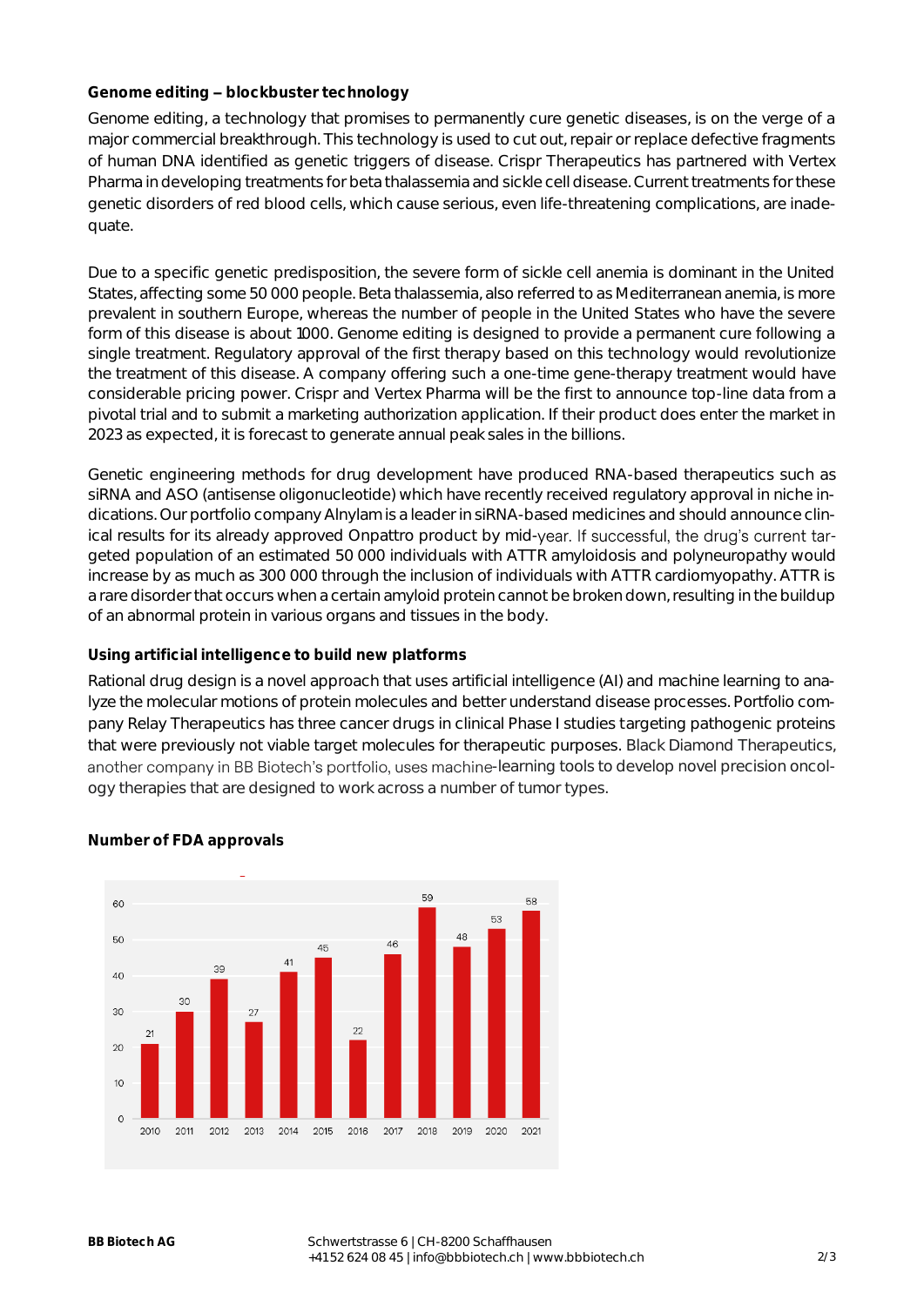**Genome editing – blockbuster technology**

Genome editing, a technology that promises to permanently cure genetic diseases, is on the verge of a major commercial breakthrough. This technology is used to cut out, repair or replace defective fragments of human DNA identified as genetic triggers of disease. Crispr Therapeutics has partnered with Vertex Pharma in developing treatments for beta thalassemia and sickle cell disease. Current treatments for these genetic disorders of red blood cells, which cause serious, even life-threatening complications, are inadequate.

Due to a specific genetic predisposition, the severe form of sickle cell anemia is dominant in the United States, affecting some 50 000 people. Beta thalassemia, also referred to as Mediterranean anemia, is more prevalent in southern Europe, whereas the number of people in the United States who have the severe form of this disease is about 1000. Genome editing is designed to provide a permanent cure following a single treatment. Regulatory approval of the first therapy based on this technology would revolutionize the treatment of this disease. A company offering such a one-time gene-therapy treatment would have considerable pricing power. Crispr and Vertex Pharma will be the first to announce top-line data from a pivotal trial and to submit a marketing authorization application. If their product does enter the market in 2023 as expected, it is forecast to generate annual peak sales in the billions.

Genetic engineering methods for drug development have produced RNA-based therapeutics such as siRNA and ASO (antisense oligonucleotide) which have recently received regulatory approval in niche indications. Our portfolio company Alnylam is a leader in siRNA-based medicines and should announce clinical results for its already approved Onpattro product by mid-year. If successful, the drug's current targeted population of an estimated 50 000 individuals with ATTR amyloidosis and polyneuropathy would increase by as much as 300 000 through the inclusion of individuals with ATTR cardiomyopathy. ATTR is a rare disorder that occurs when a certain amyloid protein cannot be broken down, resulting in the buildup of an abnormal protein in various organs and tissues in the body.

**Using artificial intelligence to build new platforms**

Rational drug design is a novel approach that uses artificial intelligence (AI) and machine learning to analyze the molecular motions of protein molecules and better understand disease processes. Portfolio company Relay Therapeutics has three cancer drugs in clinical Phase I studies targeting pathogenic proteins that were previously not viable target molecules for therapeutic purposes. Black Diamond Therapeutics, another company in BB Biotech's portfolio, uses machine-learning tools to develop novel precision oncology therapies that are designed to work across a number of tumor types.

**Number of FDA approvals**

| Year | 2010 | 2011 | 2012 | 2013 | 2014 | 2015 | 2016 | 2017 | 2018 | 2019 | 2020 | 2021 |
|---|---|---|---|---|---|---|---|---|---|---|---|---|
| Approvals | 21 | 30 | 39 | 27 | 41 | 45 | 22 | 46 | 59 | 48 | 53 | 58 |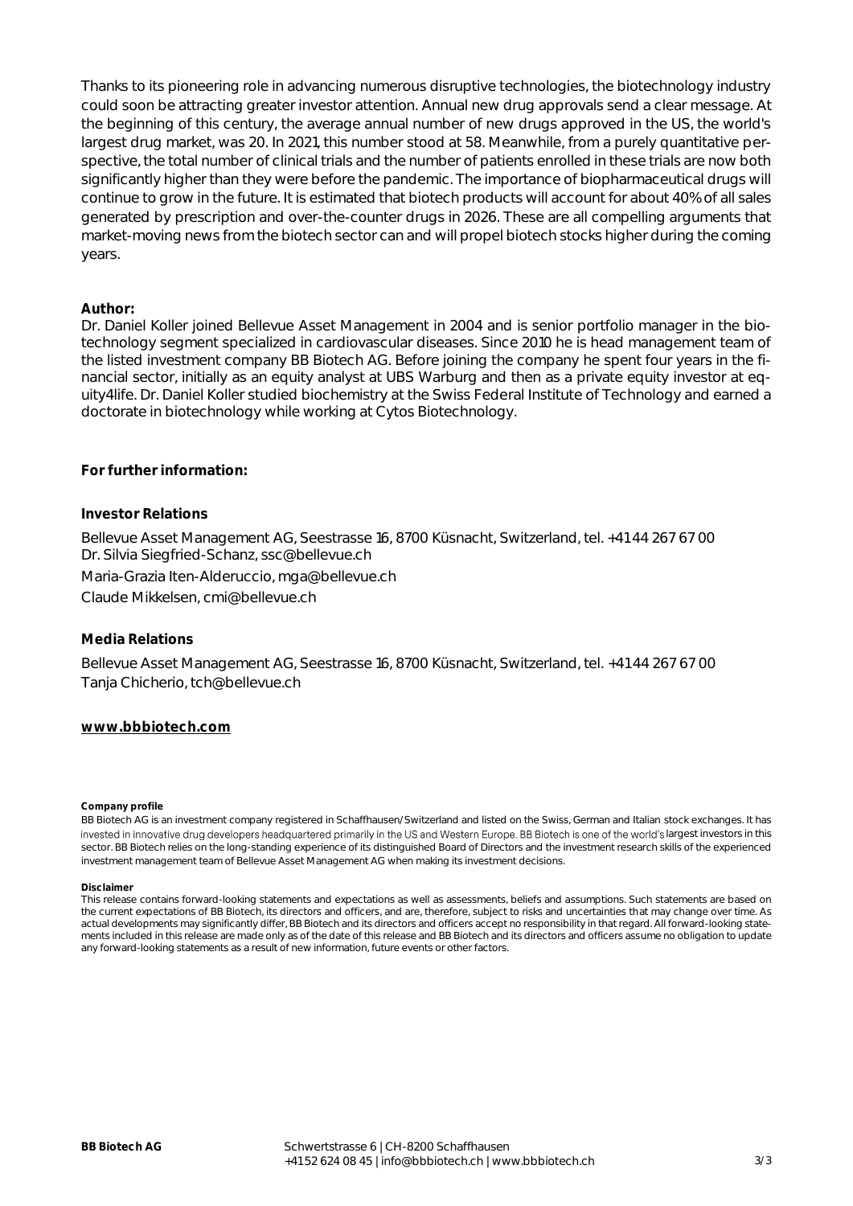Thanks to its pioneering role in advancing numerous disruptive technologies, the biotechnology industry could soon be attracting greater investor attention. Annual new drug approvals send a clear message. At the beginning of this century, the average annual number of new drugs approved in the US, the world's largest drug market, was 20. In 2021, this number stood at 58. Meanwhile, from a purely quantitative perspective, the total number of clinical trials and the number of patients enrolled in these trials are now both significantly higher than they were before the pandemic. The importance of biopharmaceutical drugs will continue to grow in the future. It is estimated that biotech products will account for about 40% of all sales generated by prescription and over-the-counter drugs in 2026. These are all compelling arguments that market-moving news from the biotech sector can and will propel biotech stocks higher during the coming years.

**Author:**
Dr. Daniel Koller joined Bellevue Asset Management in 2004 and is senior portfolio manager in the biotechnology segment specialized in cardiovascular diseases. Since 2010 he is head management team of the listed investment company BB Biotech AG. Before joining the company he spent four years in the financial sector, initially as an equity analyst at UBS Warburg and then as a private equity investor at equity4life. Dr. Daniel Koller studied biochemistry at the Swiss Federal Institute of Technology and earned a doctorate in biotechnology while working at Cytos Biotechnology.

**For further information:**

**Investor Relations**

Bellevue Asset Management AG, Seestrasse 16, 8700 Küsnacht, Switzerland, tel. +41 44 267 67 00
Dr. Silvia Siegfried-Schanz, ssc@bellevue.ch

Maria-Grazia Iten-Alderuccio, mga@bellevue.ch

Claude Mikkelsen, cmi@bellevue.ch

**Media Relations**

Bellevue Asset Management AG, Seestrasse 16, 8700 Küsnacht, Switzerland, tel. +41 44 267 67 00
Tanja Chicherio, tch@bellevue.ch

**www.bbbiotech.com**

**Company profile**
BB Biotech AG is an investment company registered in Schaffhausen/Switzerland and listed on the Swiss, German and Italian stock exchanges. It has invested in innovative drug developers headquartered primarily in the US and Western Europe. BB Biotech is one of the world's largest investors in this sector. BB Biotech relies on the long-standing experience of its distinguished Board of Directors and the investment research skills of the experienced investment management team of Bellevue Asset Management AG when making its investment decisions.

**Disclaimer**
This release contains forward-looking statements and expectations as well as assessments, beliefs and assumptions. Such statements are based on the current expectations of BB Biotech, its directors and officers, and are, therefore, subject to risks and uncertainties that may change over time. As actual developments may significantly differ, BB Biotech and its directors and officers accept no responsibility in that regard. All forward-looking statements included in this release are made only as of the date of this release and BB Biotech and its directors and officers assume no obligation to update any forward-looking statements as a result of new information, future events or other factors.

**BB Biotech AG** Schwertstrasse 6 | CH-8200 Schaffhausen
+41 52 624 08 45 | info@bbbiotech.ch | www.bbbiotech.ch